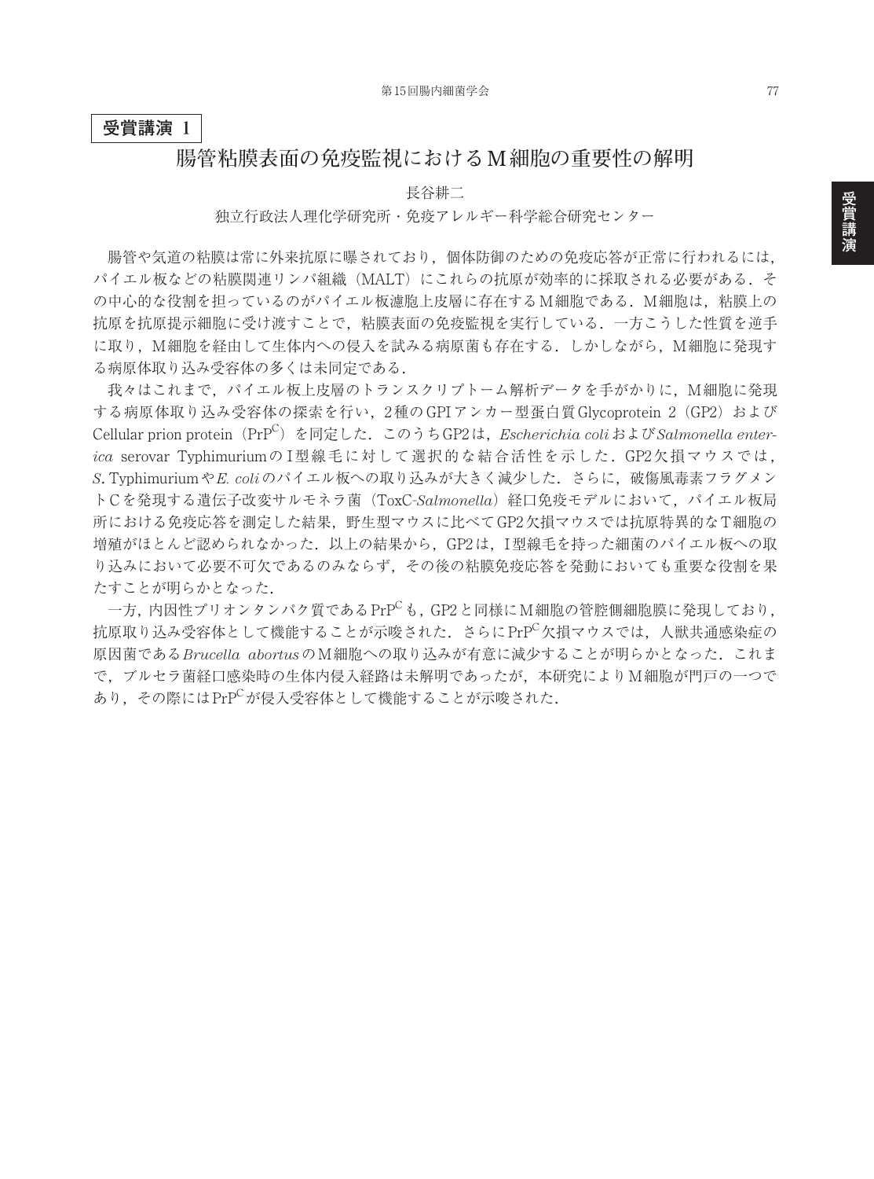**受賞講演 1**

# 腸管粘膜表面の免疫監視におけるＭ細胞の重要性の解明

長谷耕二

独立行政法人理化学研究所・免疫アレルギー科学総合研究センター

腸管や気道の粘膜は常に外来抗原に曝されており，個体防御のための免疫応答が正常に行われるには，パイエル板などの粘膜関連リンパ組織（MALT）にこれらの抗原が効率的に採取される必要がある．その中心的な役割を担っているのがパイエル板濾胞上皮層に存在するＭ細胞である．Ｍ細胞は，粘膜上の抗原を抗原提示細胞に受け渡すことで，粘膜表面の免疫監視を実行している．一方こうした性質を逆手に取り，Ｍ細胞を経由して生体内への侵入を試みる病原菌も存在する．しかしながら，Ｍ細胞に発現する病原体取り込み受容体の多くは未同定である．

我々はこれまで，パイエル板上皮層のトランスクリプトーム解析データを手がかりに，Ｍ細胞に発現する病原体取り込み受容体の探索を行い，2種のGPIアンカー型蛋白質Glycoprotein 2（GP2）およびCellular prion protein（$PrP^C$）を同定した．このうちGP2は，*Escherichia coli*および*Salmonella enterica* serovar Typhimuriumの I 型線毛に対して選択的な結合活性を示した．GP2欠損マウスでは，*S.* Typhimuriumや*E. coli*のパイエル板への取り込みが大きく減少した．さらに，破傷風毒素フラグメントＣを発現する遺伝子改変サルモネラ菌（ToxC-*Salmonella*）経口免疫モデルにおいて，パイエル板局所における免疫応答を測定した結果，野生型マウスに比べてGP2欠損マウスでは抗原特異的なＴ細胞の増殖がほとんど認められなかった．以上の結果から，GP2は，I 型線毛を持った細菌のパイエル板への取り込みにおいて必要不可欠であるのみならず，その後の粘膜免疫応答を発動においても重要な役割を果たすことが明らかとなった．

一方，内因性プリオンタンパク質である$PrP^C$も，GP2と同様にＭ細胞の管腔側細胞膜に発現しており，抗原取り込み受容体として機能することが示唆された．さらに$PrP^C$欠損マウスでは，人獣共通感染症の原因菌である*Brucella abortus*のＭ細胞への取り込みが有意に減少することが明らかとなった．これまで，ブルセラ菌経口感染時の生体内侵入経路は未解明であったが，本研究によりＭ細胞が門戸の一つであり，その際には$PrP^C$が侵入受容体として機能することが示唆された．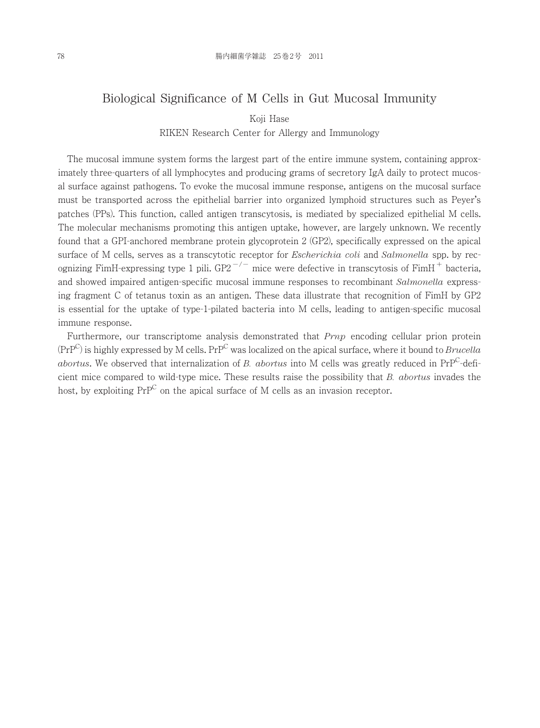# Biological Significance of M Cells in Gut Mucosal Immunity

Koji Hase

RIKEN Research Center for Allergy and Immunology

The mucosal immune system forms the largest part of the entire immune system, containing approximately three-quarters of all lymphocytes and producing grams of secretory IgA daily to protect mucosal surface against pathogens. To evoke the mucosal immune response, antigens on the mucosal surface must be transported across the epithelial barrier into organized lymphoid structures such as Peyer's patches (PPs). This function, called antigen transcytosis, is mediated by specialized epithelial M cells. The molecular mechanisms promoting this antigen uptake, however, are largely unknown. We recently found that a GPI-anchored membrane protein glycoprotein 2 (GP2), specifically expressed on the apical surface of M cells, serves as a transcytotic receptor for *Escherichia coli* and *Salmonella* spp. by recognizing FimH-expressing type 1 pili. $GP2^{-/-}$ mice were defective in transcytosis of $FimH^{+}$ bacteria, and showed impaired antigen-specific mucosal immune responses to recombinant *Salmonella* expressing fragment C of tetanus toxin as an antigen. These data illustrate that recognition of FimH by GP2 is essential for the uptake of type-1-pilated bacteria into M cells, leading to antigen-specific mucosal immune response.

Furthermore, our transcriptome analysis demonstrated that *Prnp* encoding cellular prion protein ($PrP^{C}$) is highly expressed by M cells. $PrP^{C}$ was localized on the apical surface, where it bound to *Brucella abortus*. We observed that internalization of *B. abortus* into M cells was greatly reduced in $PrP^{C}$-deficient mice compared to wild-type mice. These results raise the possibility that *B. abortus* invades the host, by exploiting $PrP^{C}$ on the apical surface of M cells as an invasion receptor.